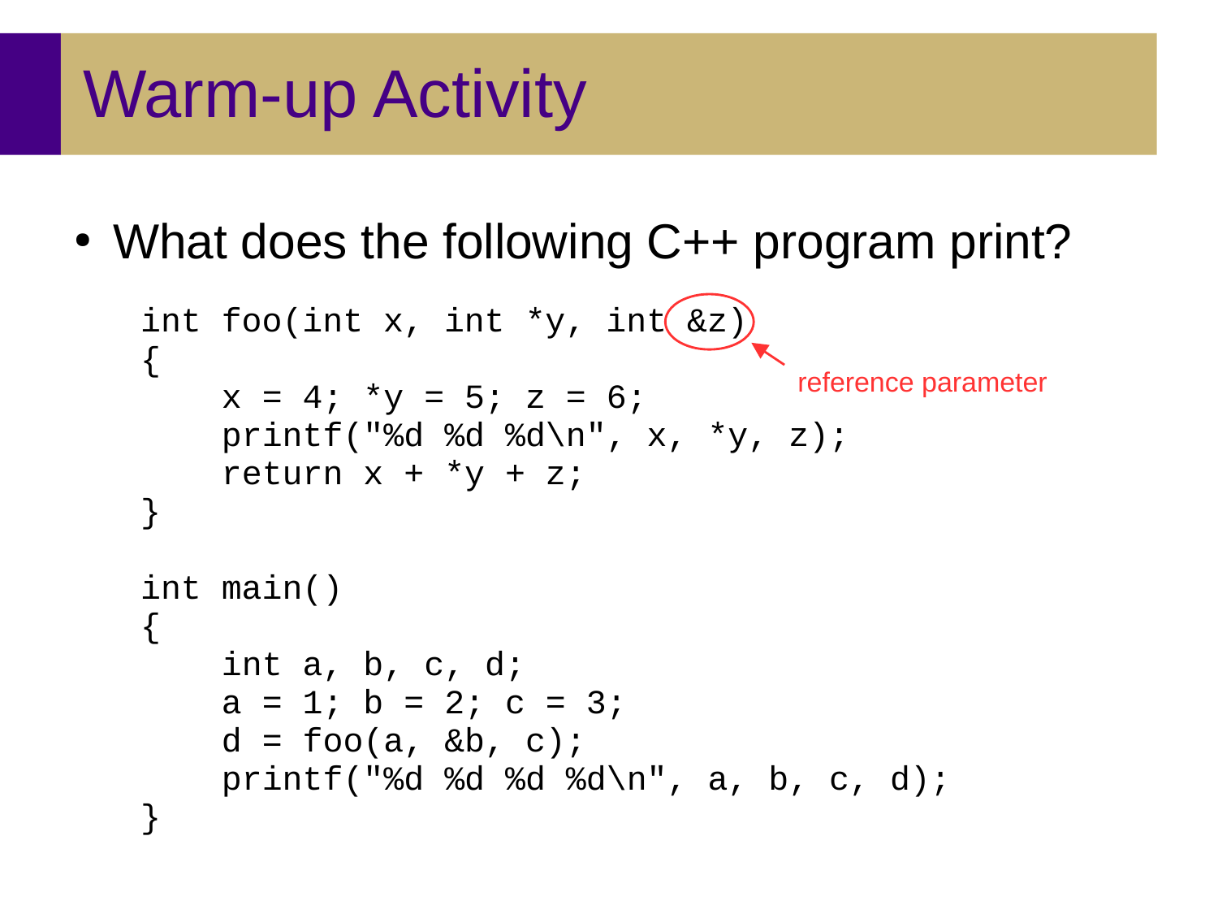# Warm-up Activity

- What does the following C++ program print?

```
int foo(int x, int *y, int &z)
{
    x = 4; *y = 5; z = 6;
    printf("%d %d %d\n", x, *y, z);
    return x + *y + z;
}

int main()
{
    int a, b, c, d;
    a = 1; b = 2; c = 3;
    d = foo(a, &b, c);
    printf("%d %d %d %d\n", a, b, c, d);
}
```

reference parameter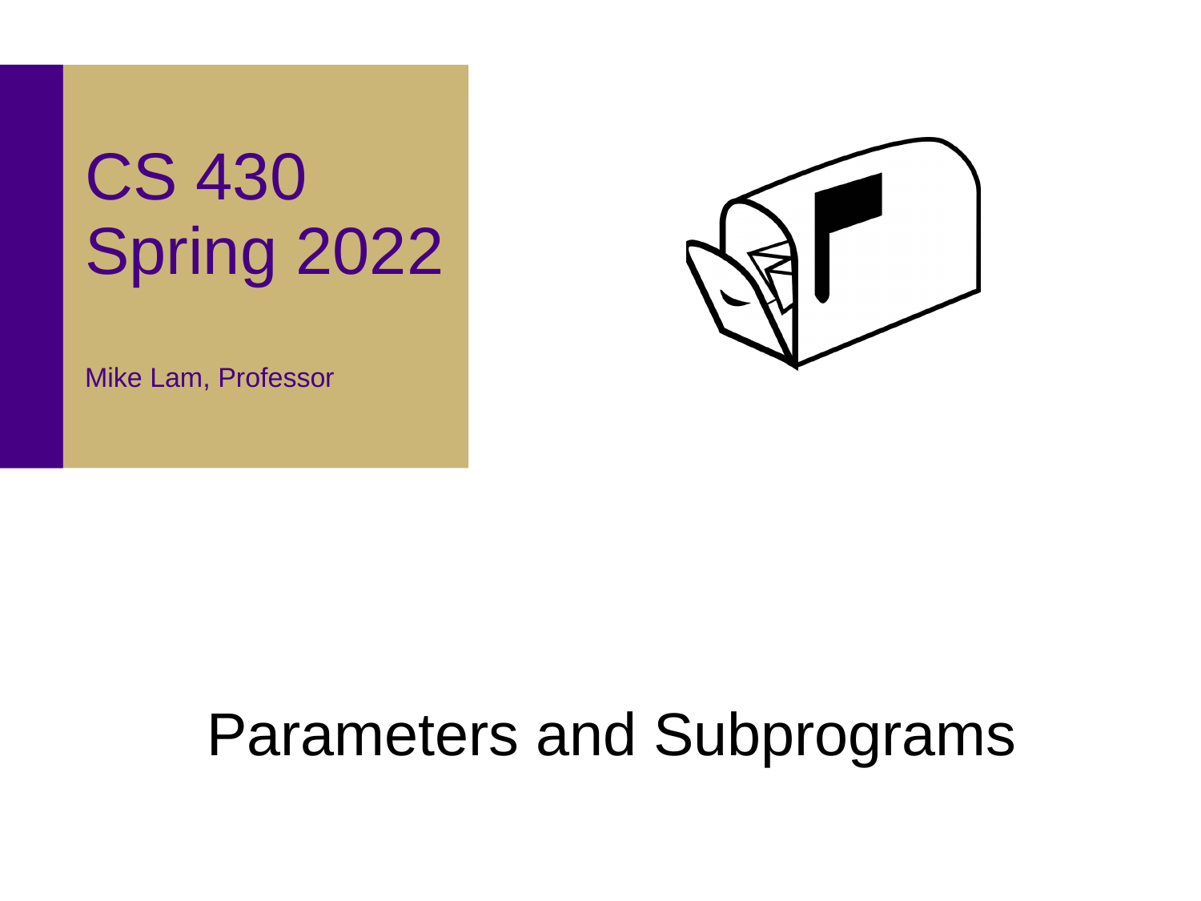# CS 430
# Spring 2022

Mike Lam, Professor

## Parameters and Subprograms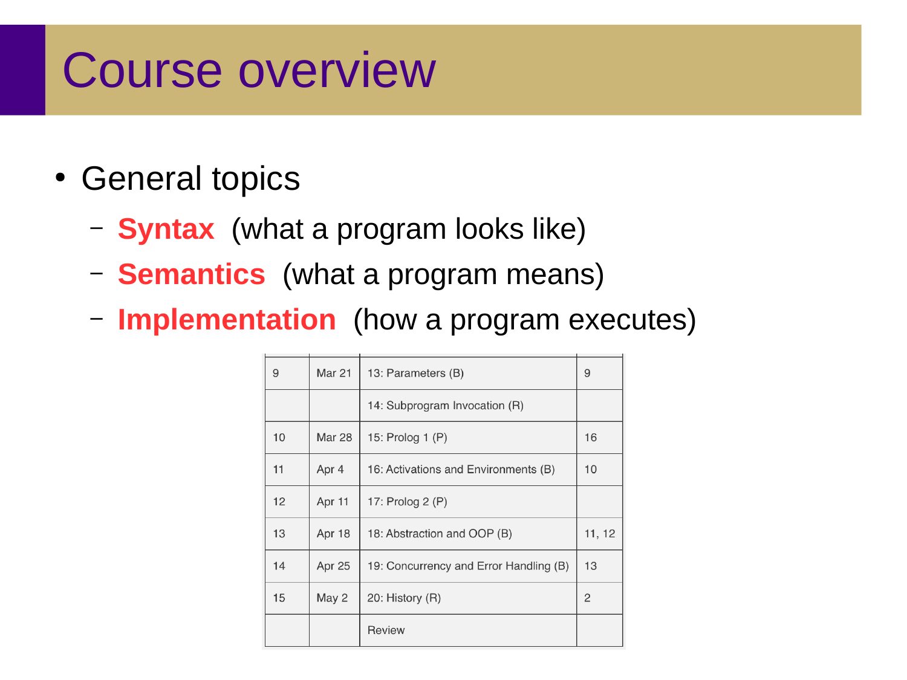# Course overview

- General topics
  - **Syntax** (what a program looks like)
  - **Semantics** (what a program means)
  - **Implementation** (how a program executes)

| | | | |
|---|---|---|---|
| 9 | Mar 21 | 13: Parameters (B) | 9 |
| | | 14: Subprogram Invocation (R) | |
| 10 | Mar 28 | 15: Prolog 1 (P) | 16 |
| 11 | Apr 4 | 16: Activations and Environments (B) | 10 |
| 12 | Apr 11 | 17: Prolog 2 (P) | |
| 13 | Apr 18 | 18: Abstraction and OOP (B) | 11, 12 |
| 14 | Apr 25 | 19: Concurrency and Error Handling (B) | 13 |
| 15 | May 2 | 20: History (R) | 2 |
| | | Review | |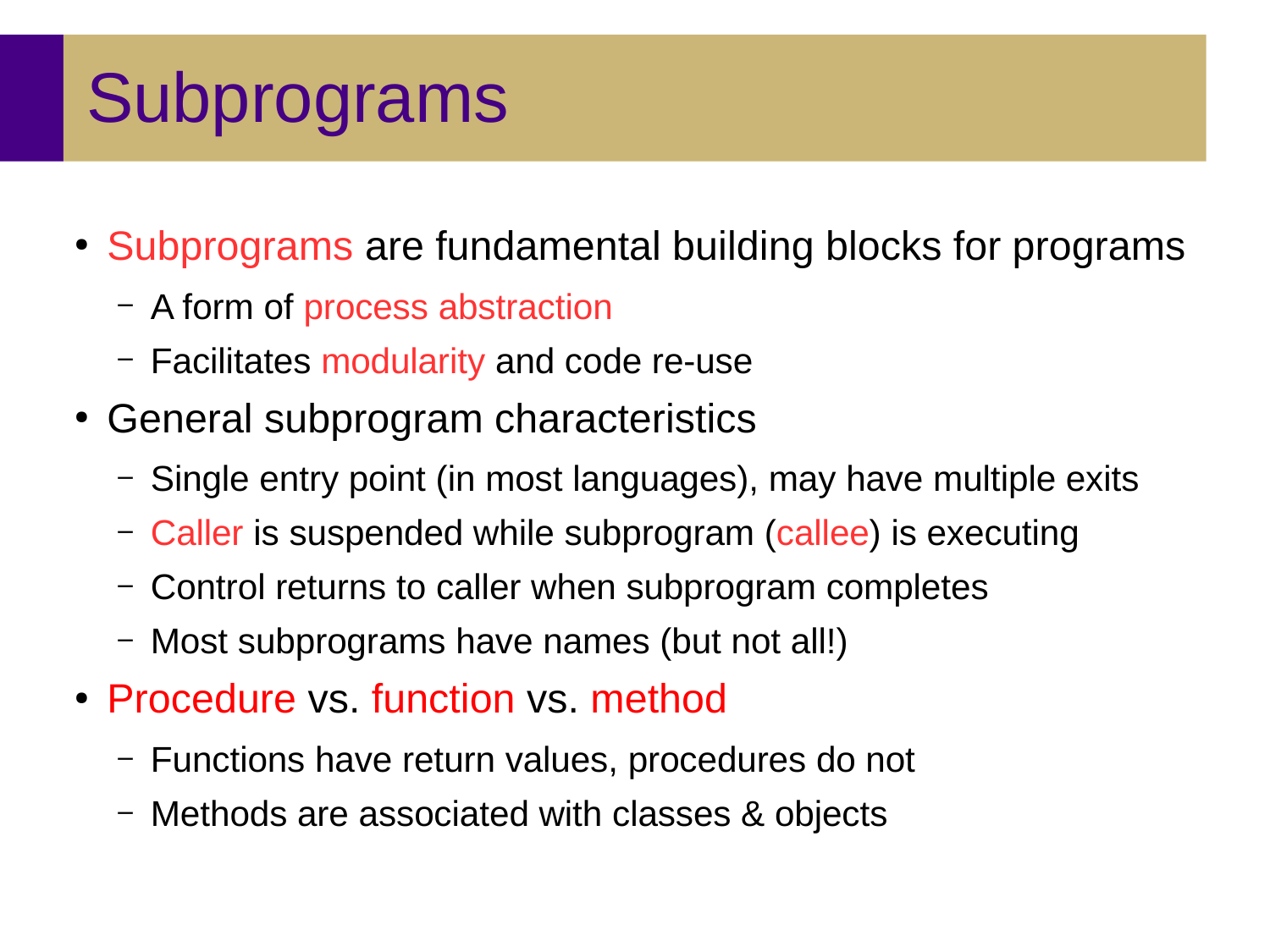# Subprograms

- Subprograms are fundamental building blocks for programs
  - A form of process abstraction
  - Facilitates modularity and code re-use
- General subprogram characteristics
  - Single entry point (in most languages), may have multiple exits
  - Caller is suspended while subprogram (callee) is executing
  - Control returns to caller when subprogram completes
  - Most subprograms have names (but not all!)
- Procedure vs. function vs. method
  - Functions have return values, procedures do not
  - Methods are associated with classes & objects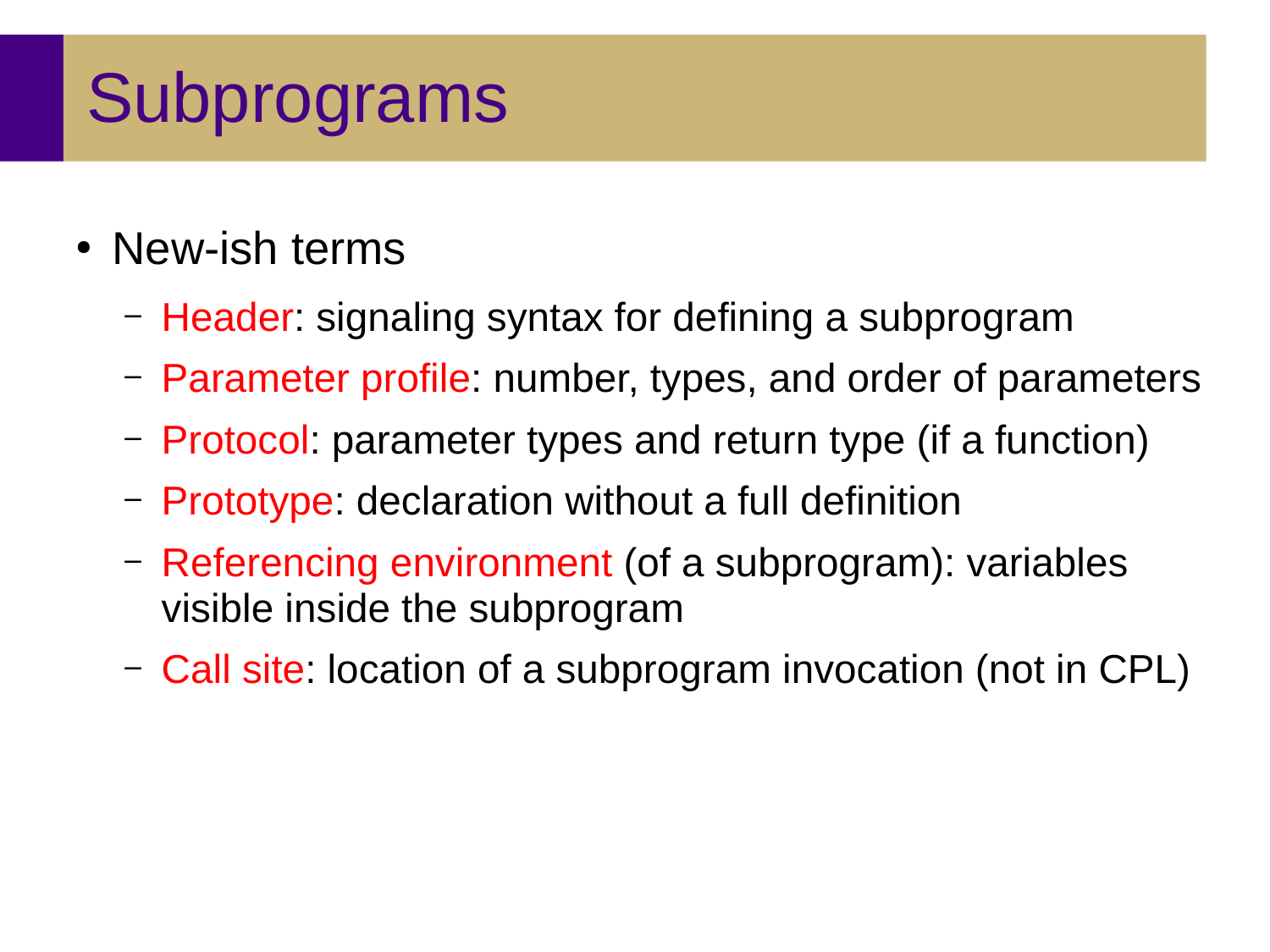# Subprograms

- New-ish terms
  - Header: signaling syntax for defining a subprogram
  - Parameter profile: number, types, and order of parameters
  - Protocol: parameter types and return type (if a function)
  - Prototype: declaration without a full definition
  - Referencing environment (of a subprogram): variables visible inside the subprogram
  - Call site: location of a subprogram invocation (not in CPL)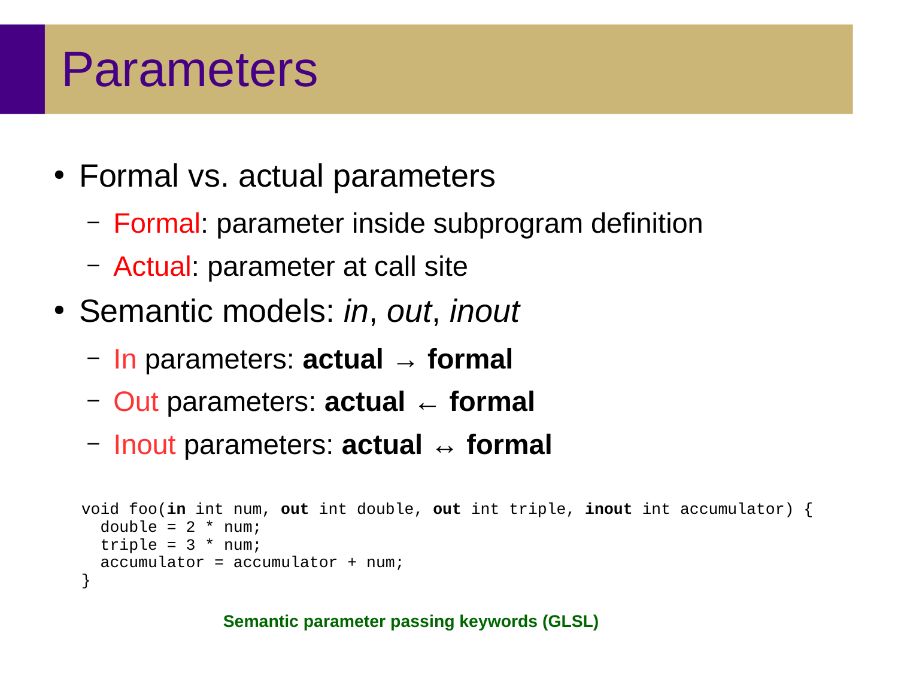# Parameters

- Formal vs. actual parameters
  - Formal: parameter inside subprogram definition
  - Actual: parameter at call site
- Semantic models: *in*, *out*, *inout*
  - In parameters: **actual → formal**
  - Out parameters: **actual ← formal**
  - Inout parameters: **actual ↔ formal**

```
void foo(in int num, out int double, out int triple, inout int accumulator) {
  double = 2 * num;
  triple = 3 * num;
  accumulator = accumulator + num;
}
```

**Semantic parameter passing keywords (GLSL)**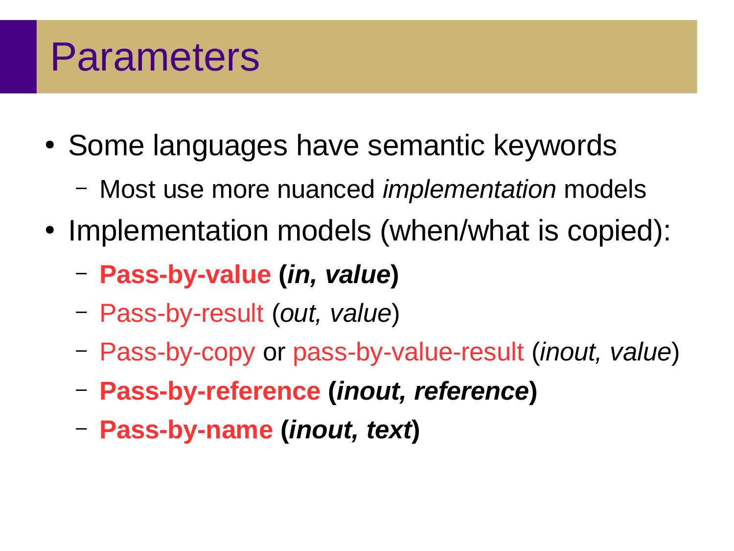# Parameters

- Some languages have semantic keywords
  - Most use more nuanced *implementation* models
- Implementation models (when/what is copied):
  - **Pass-by-value (*in, value*)**
  - Pass-by-result (*out, value*)
  - Pass-by-copy or pass-by-value-result (*inout, value*)
  - **Pass-by-reference (*inout, reference*)**
  - **Pass-by-name (*inout, text*)**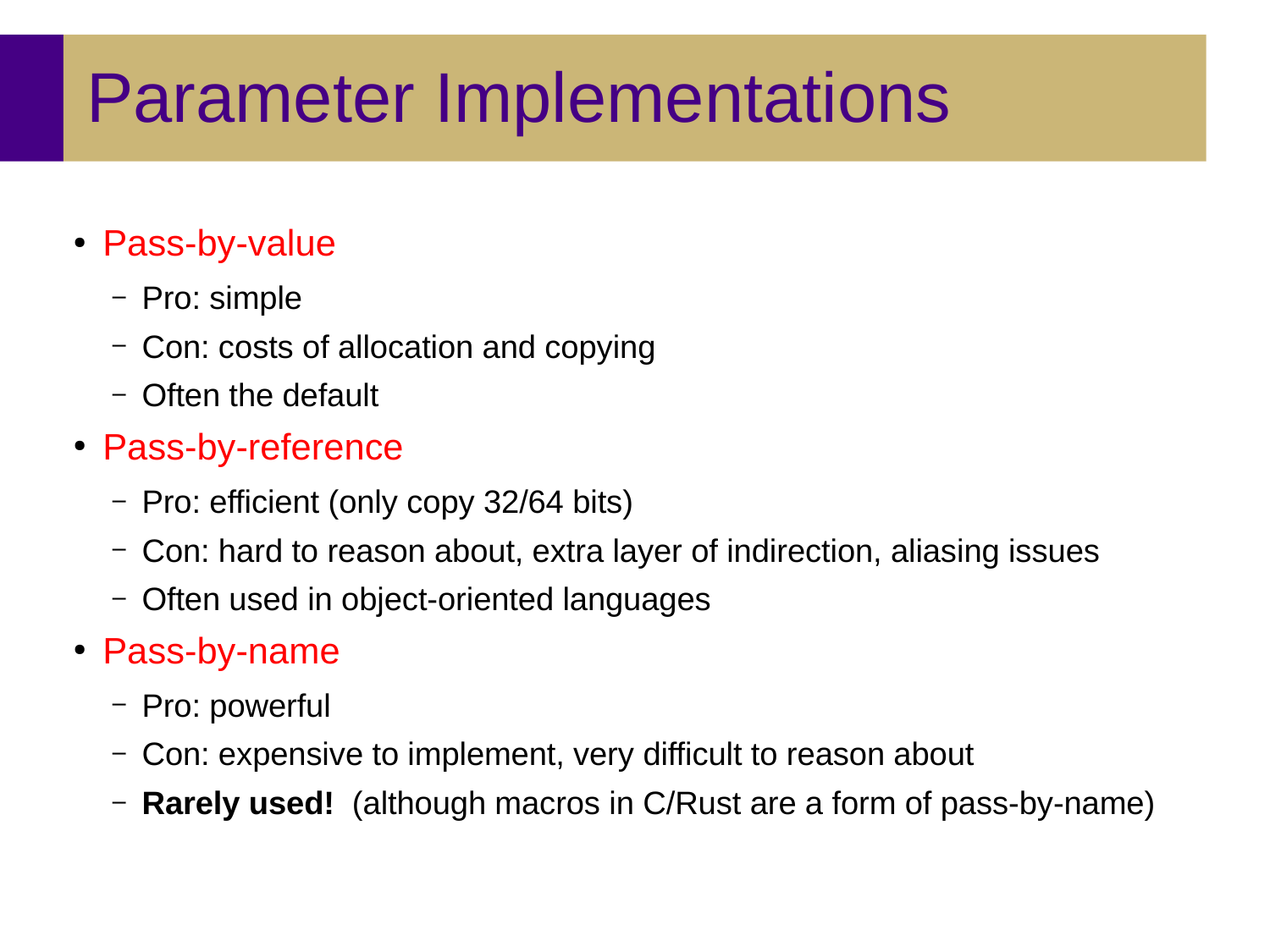# Parameter Implementations

- Pass-by-value
  - Pro: simple
  - Con: costs of allocation and copying
  - Often the default
- Pass-by-reference
  - Pro: efficient (only copy 32/64 bits)
  - Con: hard to reason about, extra layer of indirection, aliasing issues
  - Often used in object-oriented languages
- Pass-by-name
  - Pro: powerful
  - Con: expensive to implement, very difficult to reason about
  - **Rarely used!** (although macros in C/Rust are a form of pass-by-name)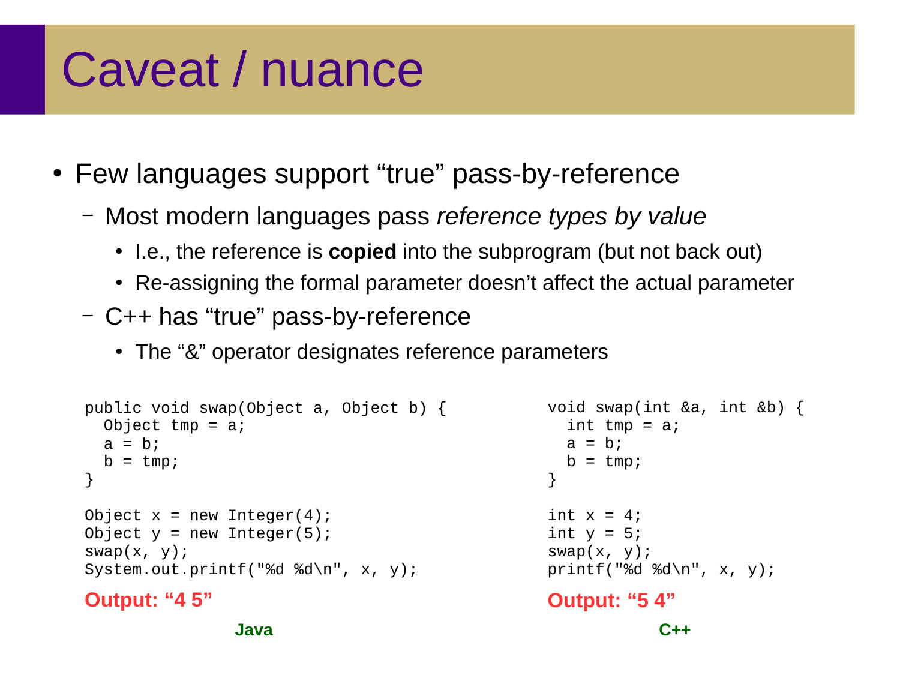# Caveat / nuance

- Few languages support "true" pass-by-reference
  - Most modern languages pass *reference types by value*
    - I.e., the reference is **copied** into the subprogram (but not back out)
    - Re-assigning the formal parameter doesn't affect the actual parameter
  - C++ has "true" pass-by-reference
    - The "&" operator designates reference parameters

```
public void swap(Object a, Object b) {
  Object tmp = a;
  a = b;
  b = tmp;
}

Object x = new Integer(4);
Object y = new Integer(5);
swap(x, y);
System.out.printf("%d %d\n", x, y);
```

**Output: "4 5"**

**Java**

```
void swap(int &a, int &b) {
  int tmp = a;
  a = b;
  b = tmp;
}

int x = 4;
int y = 5;
swap(x, y);
printf("%d %d\n", x, y);
```

**Output: "5 4"**

**C++**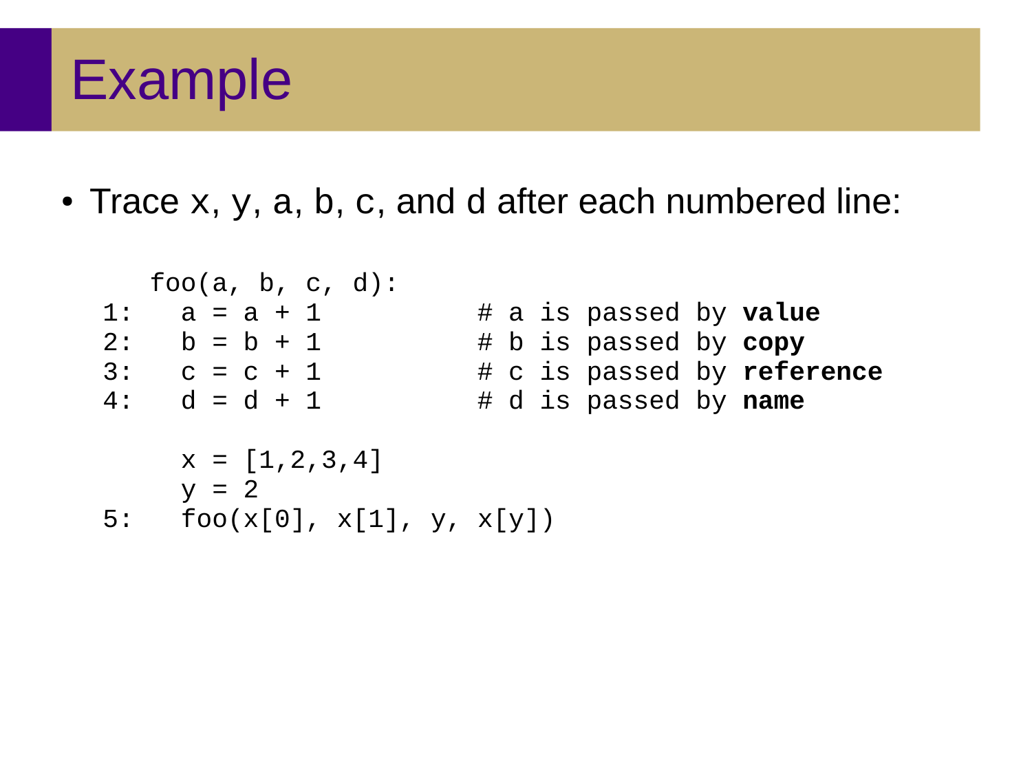# Example

- Trace x, y, a, b, c, and d after each numbered line:

```
   foo(a, b, c, d):
1:   a = a + 1          # a is passed by value
2:   b = b + 1          # b is passed by copy
3:   c = c + 1          # c is passed by reference
4:   d = d + 1          # d is passed by name

     x = [1,2,3,4]
     y = 2
5:   foo(x[0], x[1], y, x[y])
```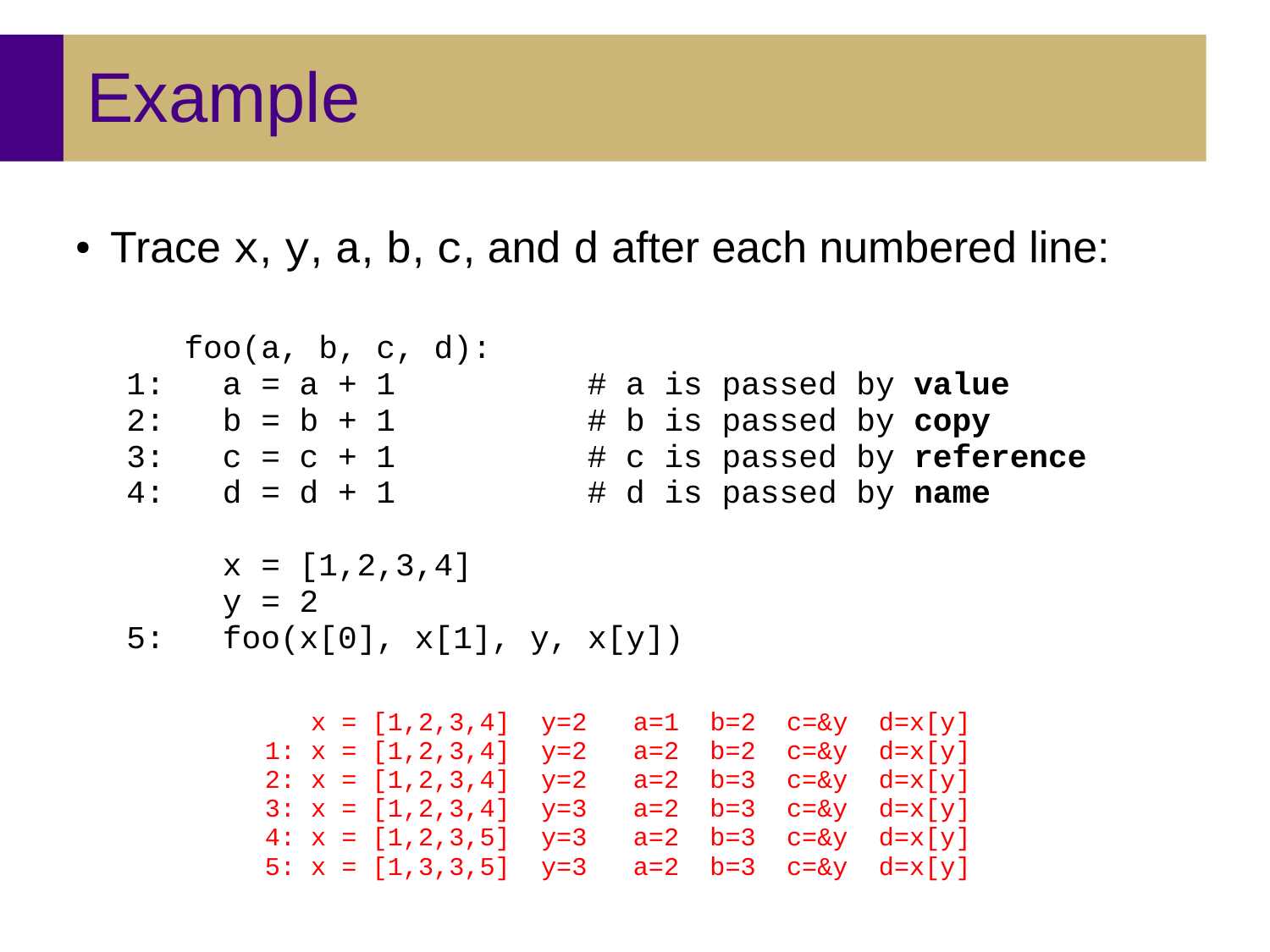# Example

- Trace x, y, a, b, c, and d after each numbered line:

```
   foo(a, b, c, d):
1:   a = a + 1          # a is passed by value
2:   b = b + 1          # b is passed by copy
3:   c = c + 1          # c is passed by reference
4:   d = d + 1          # d is passed by name

     x = [1,2,3,4]
     y = 2
5:   foo(x[0], x[1], y, x[y])
```

```
   x = [1,2,3,4]  y=2   a=1  b=2  c=&y  d=x[y]
1: x = [1,2,3,4]  y=2   a=2  b=2  c=&y  d=x[y]
2: x = [1,2,3,4]  y=2   a=2  b=3  c=&y  d=x[y]
3: x = [1,2,3,4]  y=3   a=2  b=3  c=&y  d=x[y]
4: x = [1,2,3,5]  y=3   a=2  b=3  c=&y  d=x[y]
5: x = [1,3,3,5]  y=3   a=2  b=3  c=&y  d=x[y]
```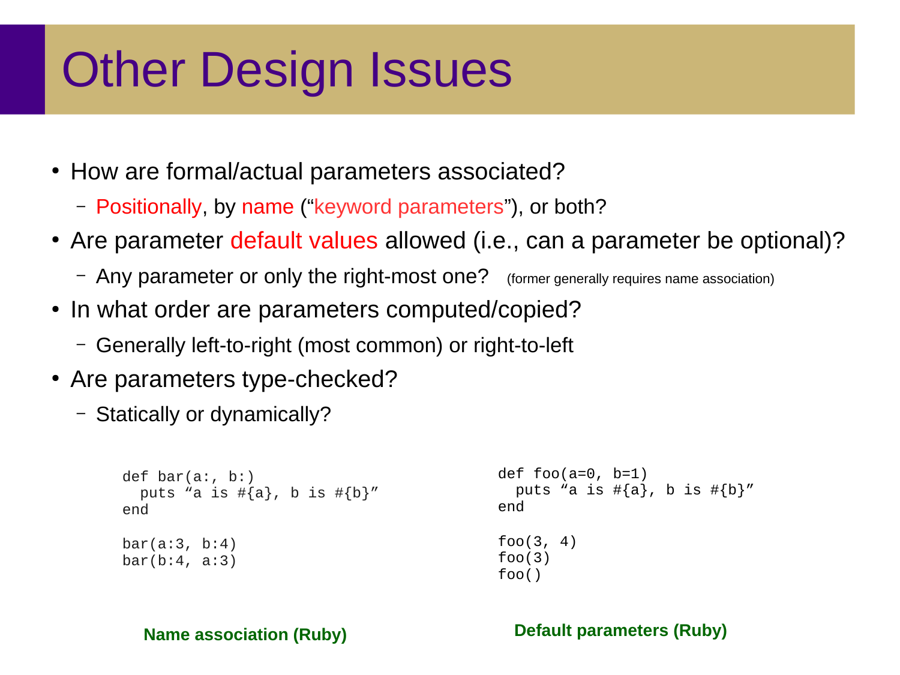# Other Design Issues

- How are formal/actual parameters associated?
  - Positionally, by name (“keyword parameters”), or both?
- Are parameter default values allowed (i.e., can a parameter be optional)?
  - Any parameter or only the right-most one? (former generally requires name association)
- In what order are parameters computed/copied?
  - Generally left-to-right (most common) or right-to-left
- Are parameters type-checked?
  - Statically or dynamically?

```
def bar(a:, b:)
  puts “a is #{a}, b is #{b}”
end

bar(a:3, b:4)
bar(b:4, a:3)
```

**Name association (Ruby)**

```
def foo(a=0, b=1)
  puts “a is #{a}, b is #{b}”
end

foo(3, 4)
foo(3)
foo()
```

**Default parameters (Ruby)**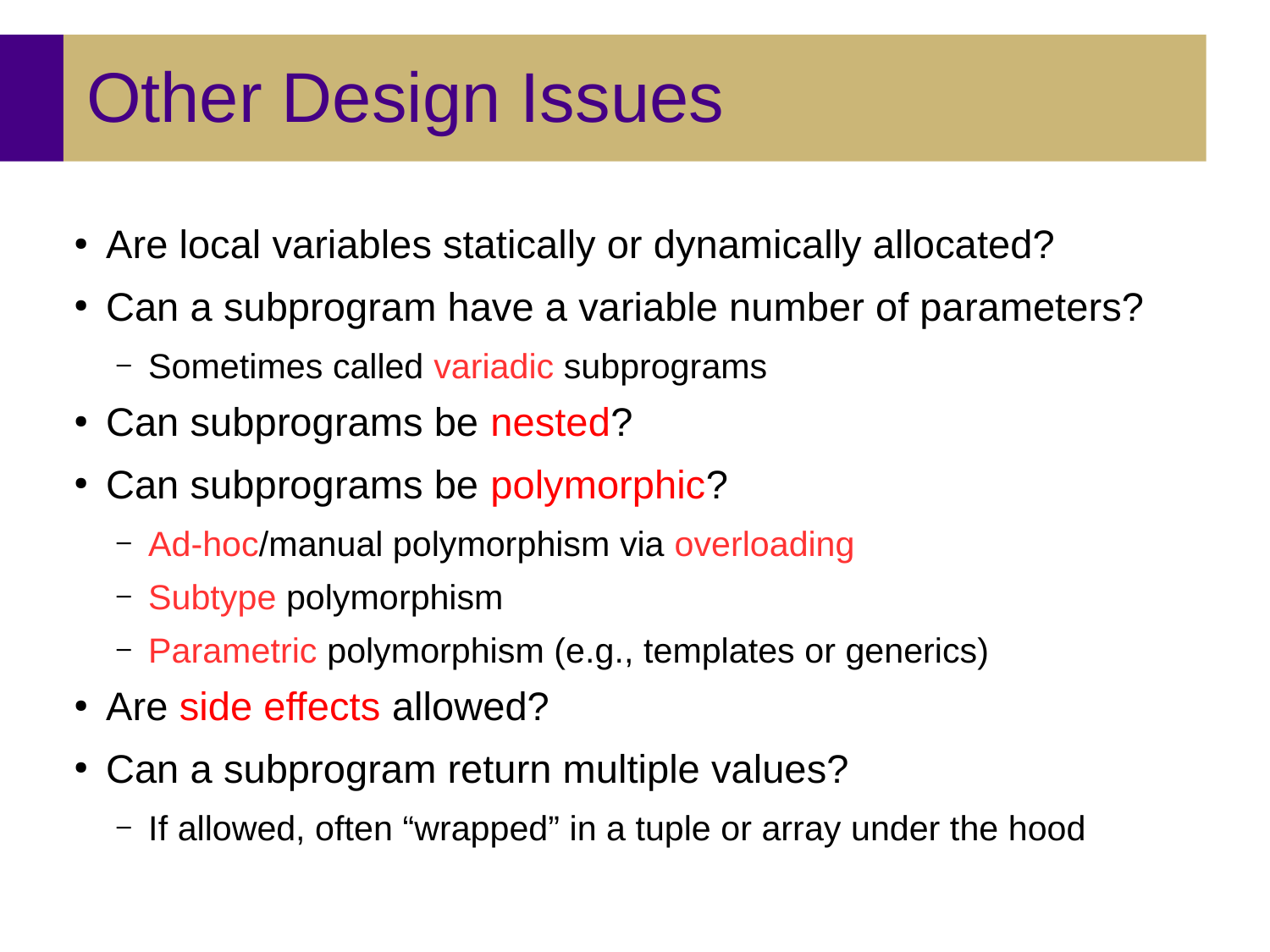# Other Design Issues

- Are local variables statically or dynamically allocated?
- Can a subprogram have a variable number of parameters?
  - Sometimes called variadic subprograms
- Can subprograms be nested?
- Can subprograms be polymorphic?
  - Ad-hoc/manual polymorphism via overloading
  - Subtype polymorphism
  - Parametric polymorphism (e.g., templates or generics)
- Are side effects allowed?
- Can a subprogram return multiple values?
  - If allowed, often "wrapped" in a tuple or array under the hood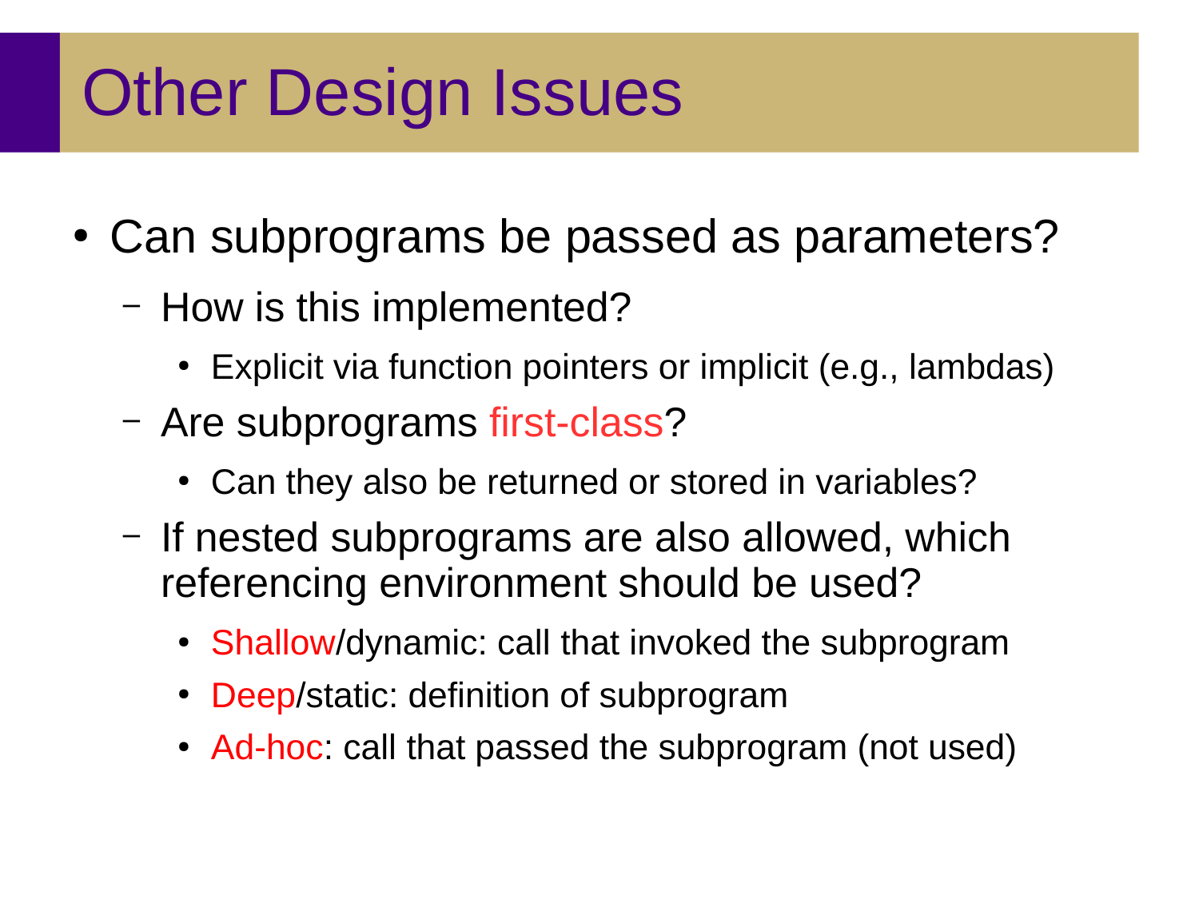# Other Design Issues

- Can subprograms be passed as parameters?
  - How is this implemented?
    - Explicit via function pointers or implicit (e.g., lambdas)
  - Are subprograms first-class?
    - Can they also be returned or stored in variables?
  - If nested subprograms are also allowed, which referencing environment should be used?
    - Shallow/dynamic: call that invoked the subprogram
    - Deep/static: definition of subprogram
    - Ad-hoc: call that passed the subprogram (not used)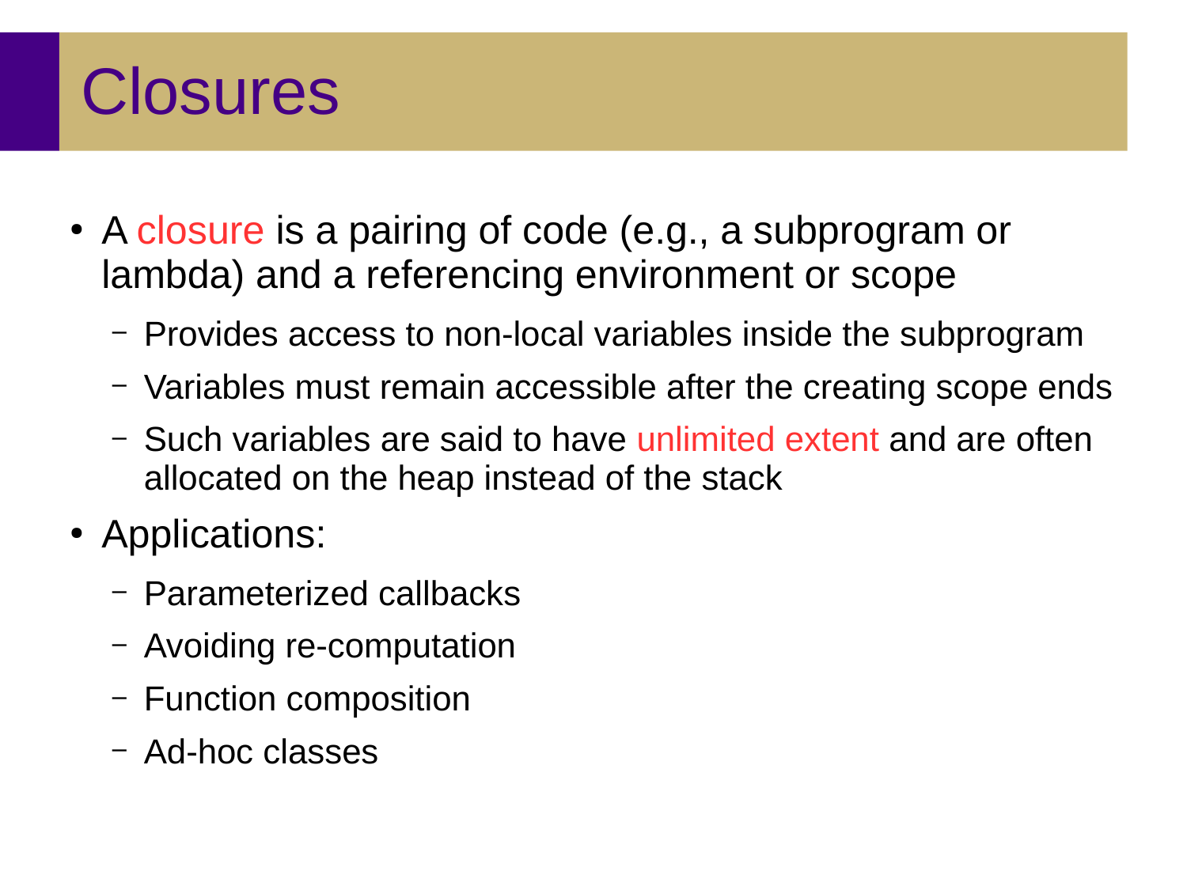# Closures

- A closure is a pairing of code (e.g., a subprogram or lambda) and a referencing environment or scope
  - Provides access to non-local variables inside the subprogram
  - Variables must remain accessible after the creating scope ends
  - Such variables are said to have unlimited extent and are often allocated on the heap instead of the stack
- Applications:
  - Parameterized callbacks
  - Avoiding re-computation
  - Function composition
  - Ad-hoc classes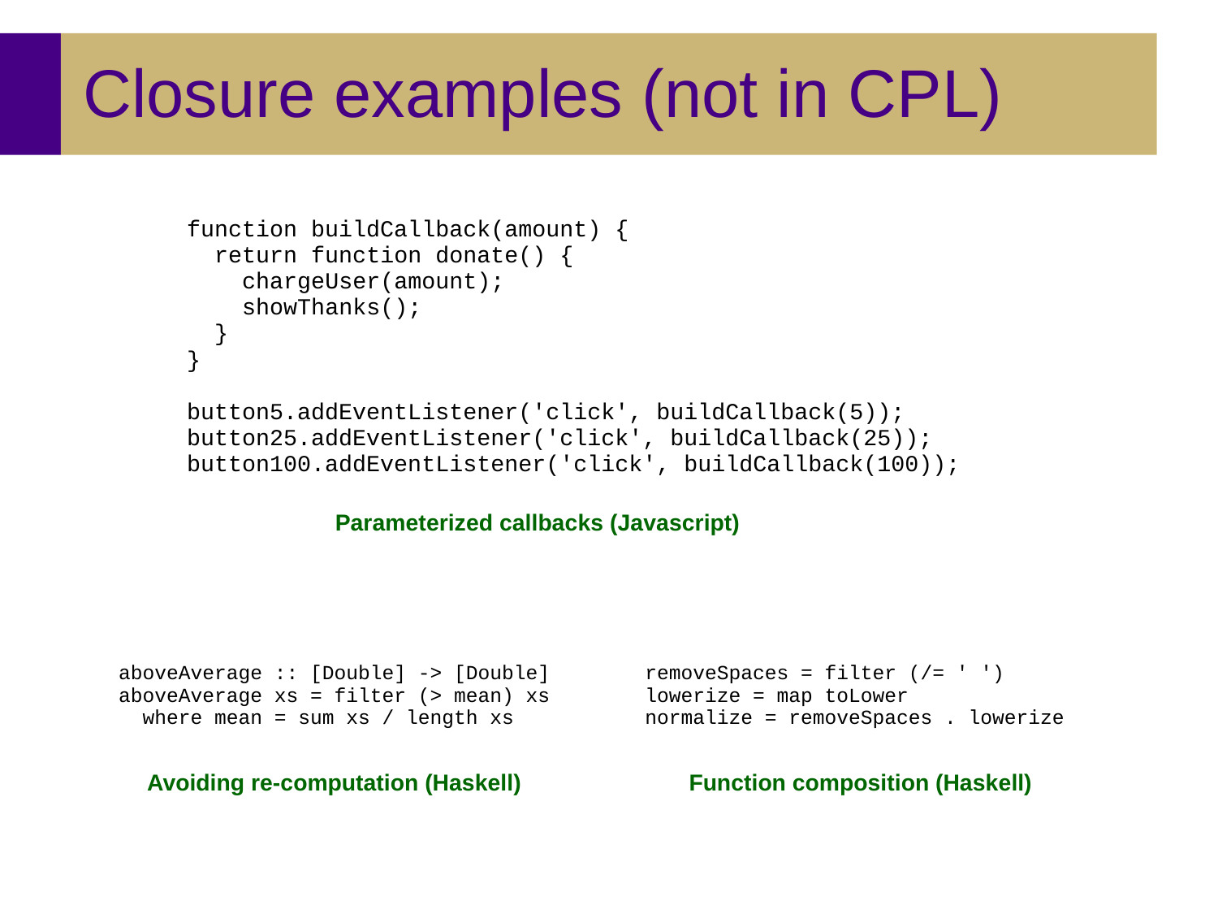# Closure examples (not in CPL)

```
function buildCallback(amount) {
  return function donate() {
    chargeUser(amount);
    showThanks();
  }
}

button5.addEventListener('click', buildCallback(5));
button25.addEventListener('click', buildCallback(25));
button100.addEventListener('click', buildCallback(100));
```

**Parameterized callbacks (Javascript)**

```
aboveAverage :: [Double] -> [Double]
aboveAverage xs = filter (> mean) xs
  where mean = sum xs / length xs
```

**Avoiding re-computation (Haskell)**

```
removeSpaces = filter (/= ' ')
lowerize = map toLower
normalize = removeSpaces . lowerize
```

**Function composition (Haskell)**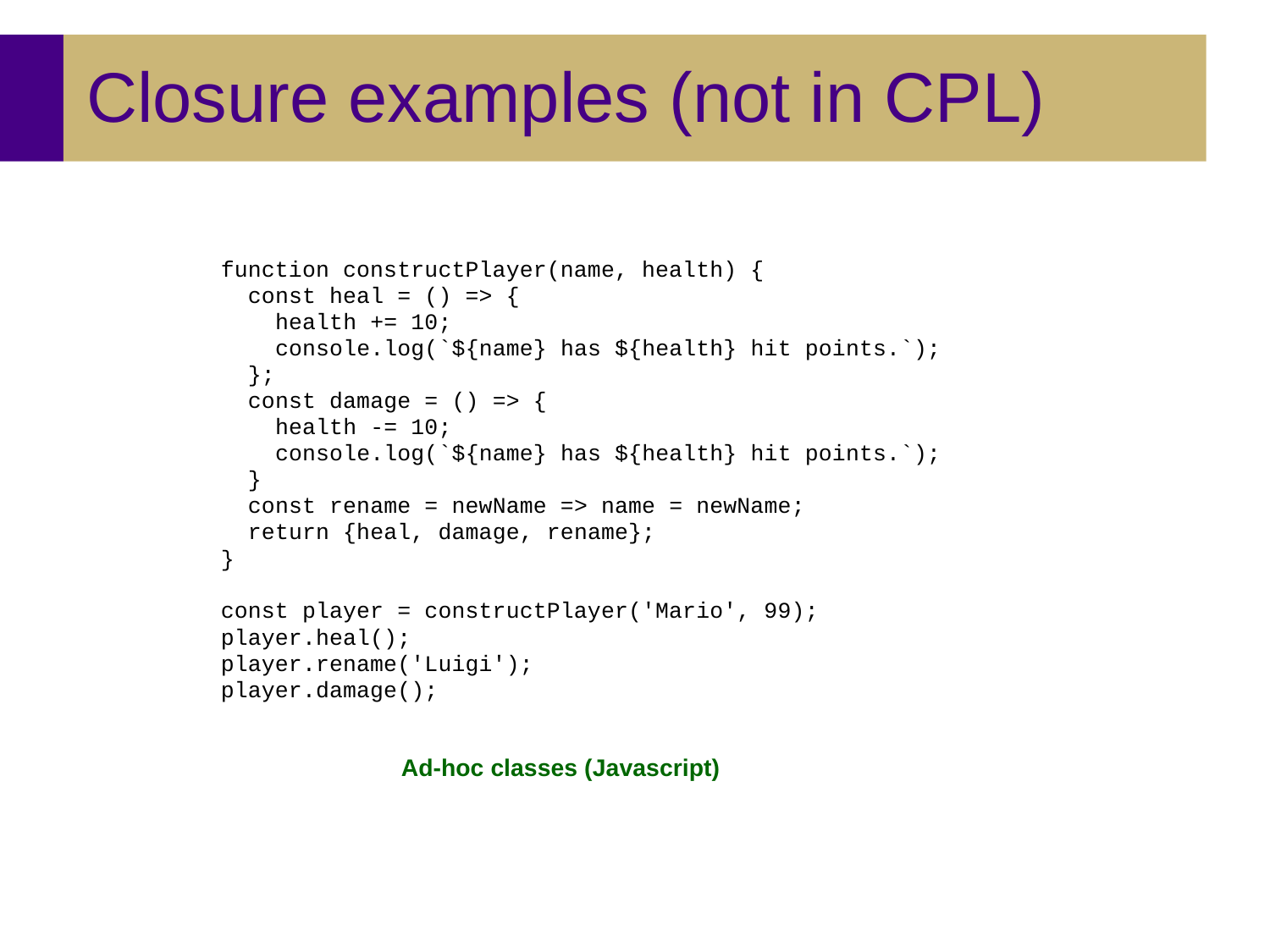# Closure examples (not in CPL)

```
function constructPlayer(name, health) {
  const heal = () => {
    health += 10;
    console.log(`${name} has ${health} hit points.`);
  };
  const damage = () => {
    health -= 10;
    console.log(`${name} has ${health} hit points.`);
  }
  const rename = newName => name = newName;
  return {heal, damage, rename};
}

const player = constructPlayer('Mario', 99);
player.heal();
player.rename('Luigi');
player.damage();
```

**Ad-hoc classes (Javascript)**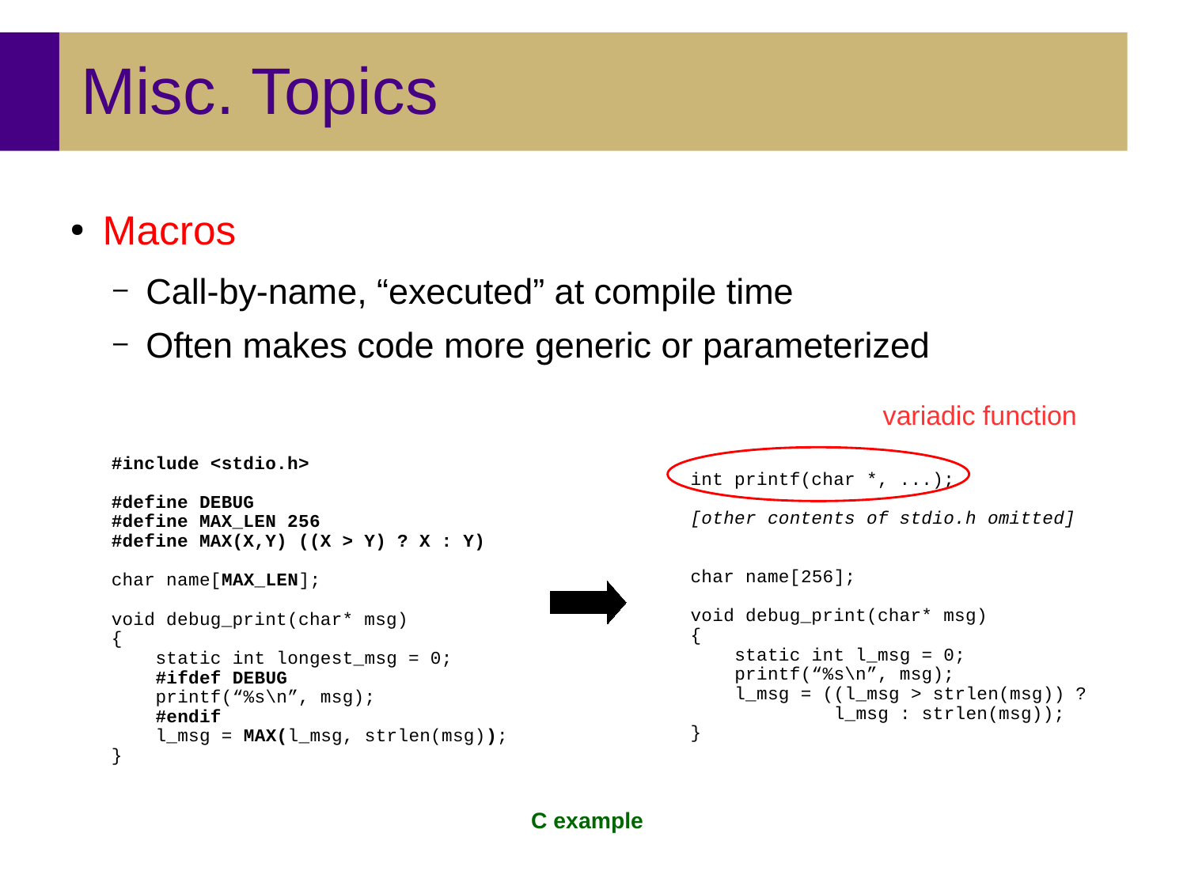# Misc. Topics

- Macros
  - Call-by-name, “executed” at compile time
  - Often makes code more generic or parameterized

```
#include <stdio.h>

#define DEBUG
#define MAX_LEN 256
#define MAX(X,Y) ((X > Y) ? X : Y)

char name[MAX_LEN];

void debug_print(char* msg)
{
    static int longest_msg = 0;
    #ifdef DEBUG
    printf(“%s\n”, msg);
    #endif
    l_msg = MAX(l_msg, strlen(msg));
}
```

variadic function

```
int printf(char *, ...);

[other contents of stdio.h omitted]


char name[256];

void debug_print(char* msg)
{
    static int l_msg = 0;
    printf(“%s\n”, msg);
    l_msg = ((l_msg > strlen(msg)) ?
             l_msg : strlen(msg));
}
```

**C example**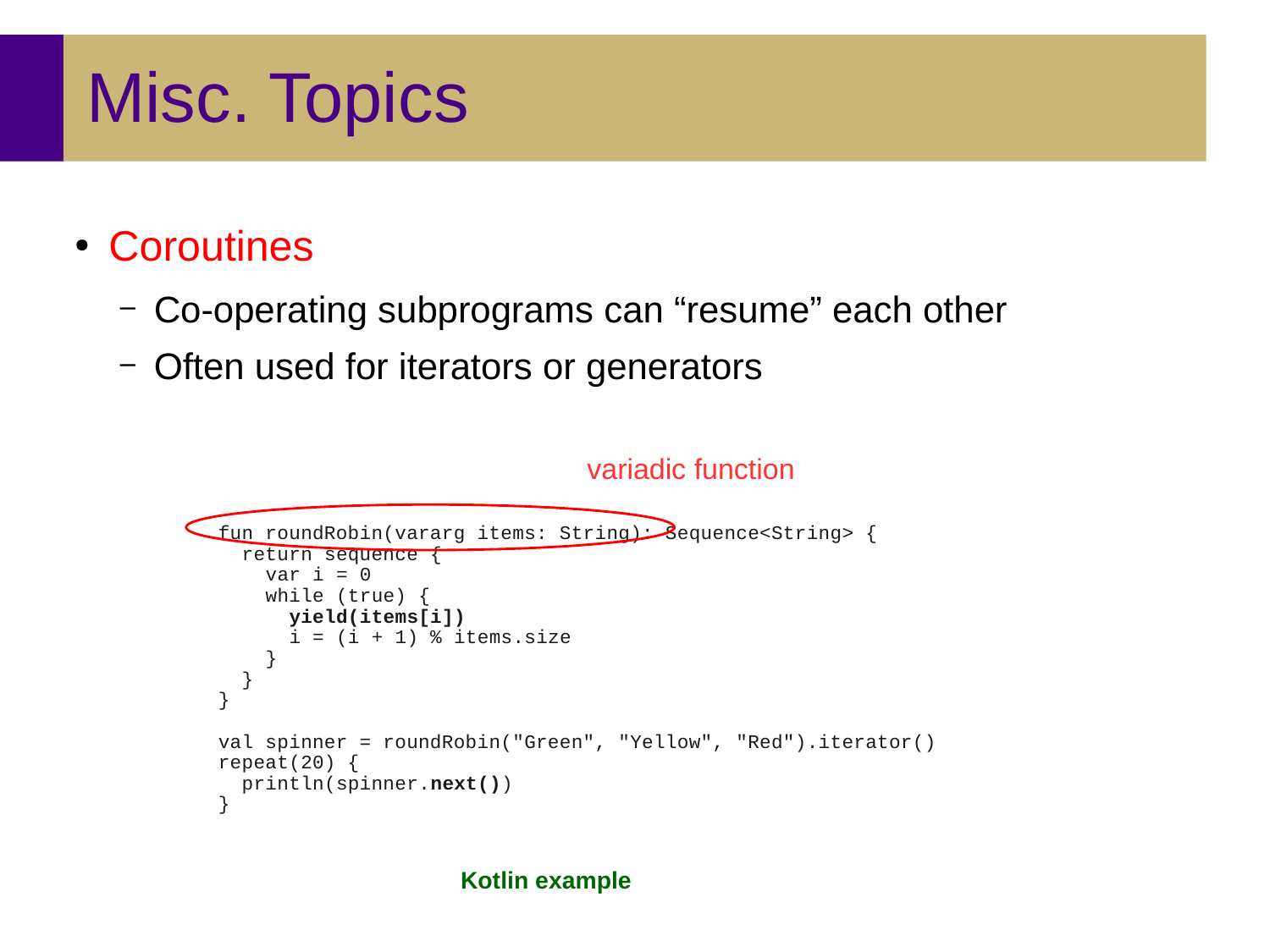# Misc. Topics

- Coroutines
  - Co-operating subprograms can "resume" each other
  - Often used for iterators or generators

variadic function

```
fun roundRobin(vararg items: String): Sequence<String> {
  return sequence {
    var i = 0
    while (true) {
      yield(items[i])
      i = (i + 1) % items.size
    }
  }
}

val spinner = roundRobin("Green", "Yellow", "Red").iterator()
repeat(20) {
  println(spinner.next())
}
```

**Kotlin example**